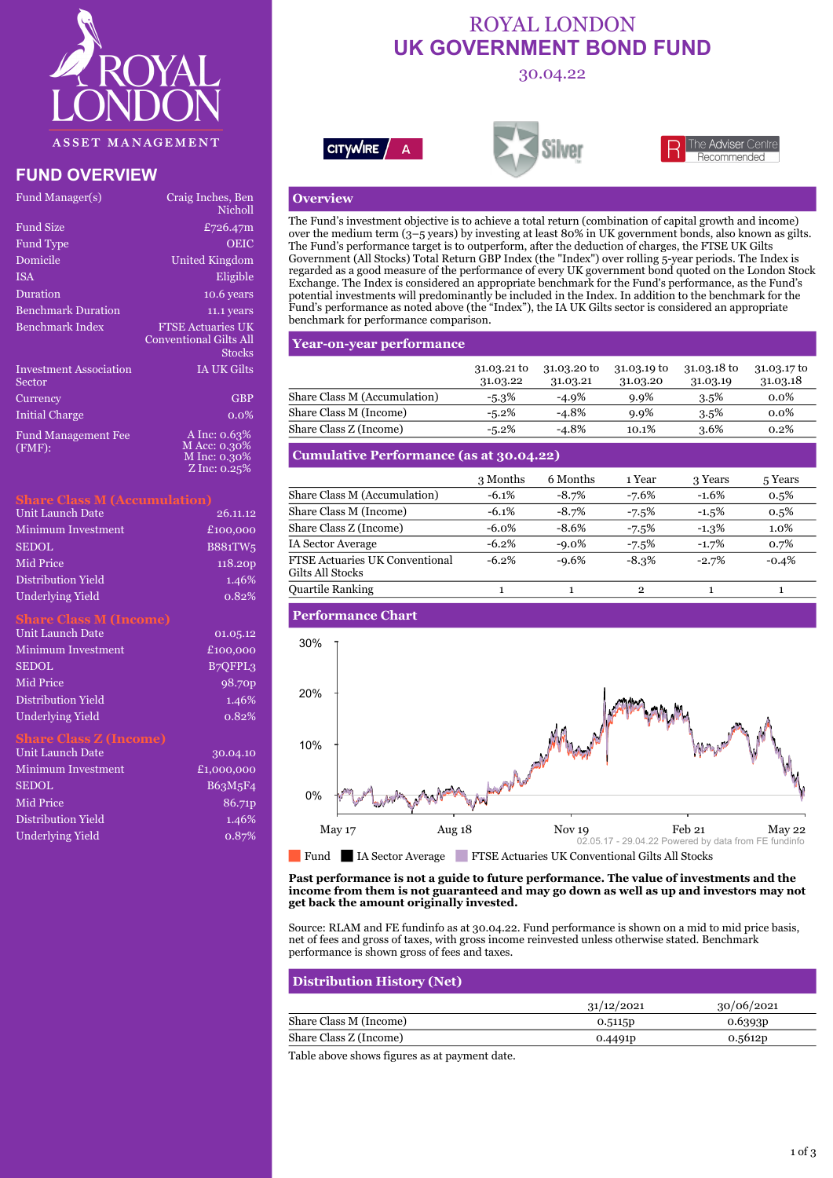# ROYAL LONDON
# UK GOVERNMENT BOND FUND

30.04.22

## FUND OVERVIEW

| | |
|---|---|
| Fund Manager(s) | Craig Inches, Ben Nicholl |
| Fund Size | £726.47m |
| Fund Type | OEIC |
| Domicile | United Kingdom |
| ISA | Eligible |
| Duration | 10.6 years |
| Benchmark Duration | 11.1 years |
| Benchmark Index | FTSE Actuaries UK Conventional Gilts All Stocks |
| Investment Association Sector | IA UK Gilts |
| Currency | GBP |
| Initial Charge | 0.0% |
| Fund Management Fee (FMF): | A Inc: 0.63%<br>M Acc: 0.30%<br>M Inc: 0.30%<br>Z Inc: 0.25% |

### Share Class M (Accumulation)

| | |
|---|---|
| Unit Launch Date | 26.11.12 |
| Minimum Investment | £100,000 |
| SEDOL | B881TW5 |
| Mid Price | 118.20p |
| Distribution Yield | 1.46% |
| Underlying Yield | 0.82% |

### Share Class M (Income)

| | |
|---|---|
| Unit Launch Date | 01.05.12 |
| Minimum Investment | £100,000 |
| SEDOL | B7QFPL3 |
| Mid Price | 98.70p |
| Distribution Yield | 1.46% |
| Underlying Yield | 0.82% |

### Share Class Z (Income)

| | |
|---|---|
| Unit Launch Date | 30.04.10 |
| Minimum Investment | £1,000,000 |
| SEDOL | B63M5F4 |
| Mid Price | 86.71p |
| Distribution Yield | 1.46% |
| Underlying Yield | 0.87% |

## Overview

The Fund's investment objective is to achieve a total return (combination of capital growth and income) over the medium term (3–5 years) by investing at least 80% in UK government bonds, also known as gilts. The Fund's performance target is to outperform, after the deduction of charges, the FTSE UK Gilts Government (All Stocks) Total Return GBP Index (the "Index") over rolling 5-year periods. The Index is regarded as a good measure of the performance of every UK government bond quoted on the London Stock Exchange. The Index is considered an appropriate benchmark for the Fund's performance, as the Fund's potential investments will predominantly be included in the Index. In addition to the benchmark for the Fund's performance as noted above (the "Index"), the IA UK Gilts sector is considered an appropriate benchmark for performance comparison.

## Year-on-year performance

| | 31.03.21 to 31.03.22 | 31.03.20 to 31.03.21 | 31.03.19 to 31.03.20 | 31.03.18 to 31.03.19 | 31.03.17 to 31.03.18 |
|---|---|---|---|---|---|
| Share Class M (Accumulation) | -5.3% | -4.9% | 9.9% | 3.5% | 0.0% |
| Share Class M (Income) | -5.2% | -4.8% | 9.9% | 3.5% | 0.0% |
| Share Class Z (Income) | -5.2% | -4.8% | 10.1% | 3.6% | 0.2% |

## Cumulative Performance (as at 30.04.22)

| | 3 Months | 6 Months | 1 Year | 3 Years | 5 Years |
|---|---|---|---|---|---|
| Share Class M (Accumulation) | -6.1% | -8.7% | -7.6% | -1.6% | 0.5% |
| Share Class M (Income) | -6.1% | -8.7% | -7.5% | -1.5% | 0.5% |
| Share Class Z (Income) | -6.0% | -8.6% | -7.5% | -1.3% | 1.0% |
| IA Sector Average | -6.2% | -9.0% | -7.5% | -1.7% | 0.7% |
| FTSE Actuaries UK Conventional Gilts All Stocks | -6.2% | -9.6% | -8.3% | -2.7% | -0.4% |
| Quartile Ranking | 1 | 1 | 2 | 1 | 1 |

## Performance Chart

02.05.17 - 29.04.22 Powered by data from FE fundinfo

Fund | IA Sector Average | FTSE Actuaries UK Conventional Gilts All Stocks

**Past performance is not a guide to future performance. The value of investments and the income from them is not guaranteed and may go down as well as up and investors may not get back the amount originally invested.**

Source: RLAM and FE fundinfo as at 30.04.22. Fund performance is shown on a mid to mid price basis, net of fees and gross of taxes, with gross income reinvested unless otherwise stated. Benchmark performance is shown gross of fees and taxes.

## Distribution History (Net)

| | 31/12/2021 | 30/06/2021 |
|---|---|---|
| Share Class M (Income) | 0.5115p | 0.6393p |
| Share Class Z (Income) | 0.4491p | 0.5612p |

Table above shows figures as at payment date.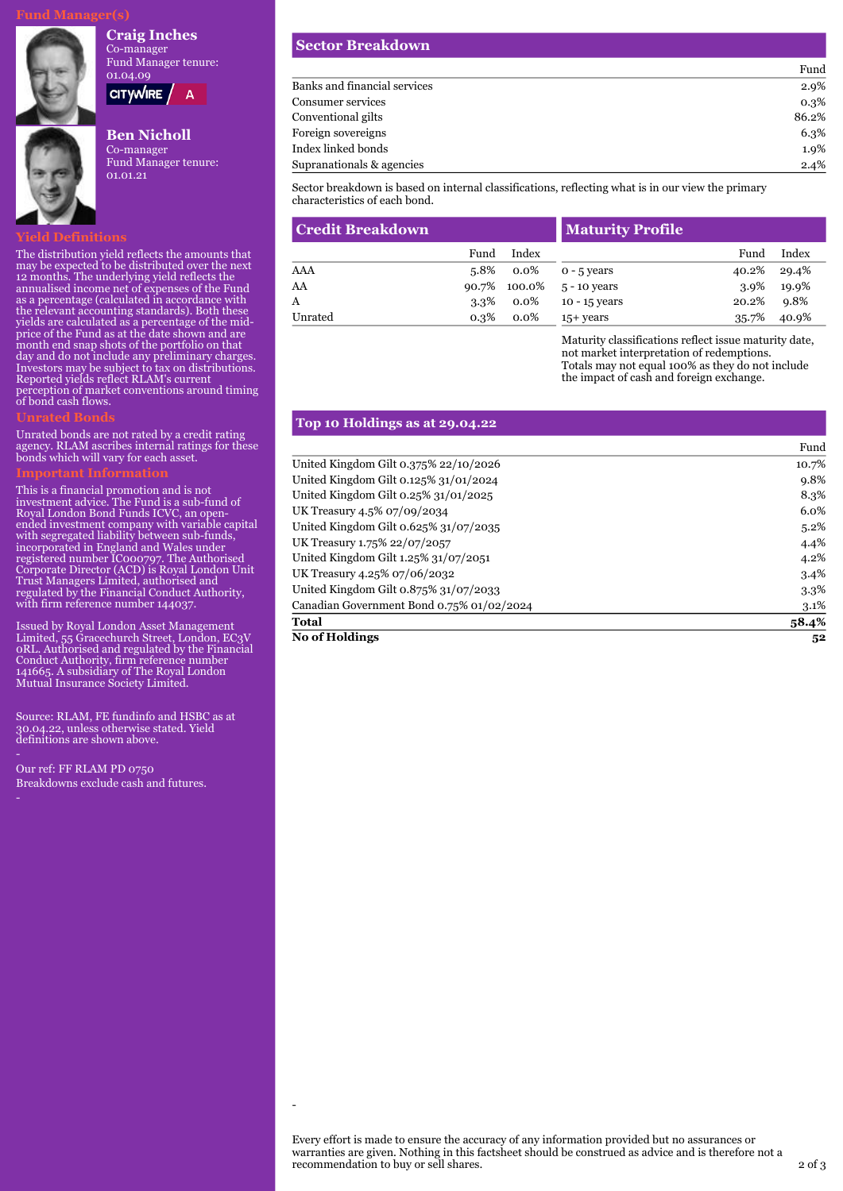## Fund Manager(s)

**Craig Inches**
Co-manager
Fund Manager tenure: 01.04.09

CITYWIRE A

**Ben Nicholl**
Co-manager
Fund Manager tenure: 01.01.21

## Yield Definitions

The distribution yield reflects the amounts that may be expected to be distributed over the next 12 months. The underlying yield reflects the annualised income net of expenses of the Fund as a percentage (calculated in accordance with the relevant accounting standards). Both these yields are calculated as a percentage of the mid-price of the Fund as at the date shown and are month end snap shots of the portfolio on that day and do not include any preliminary charges. Investors may be subject to tax on distributions. Reported yields reflect RLAM's current perception of market conventions around timing of bond cash flows.

## Unrated Bonds

Unrated bonds are not rated by a credit rating agency. RLAM ascribes internal ratings for these bonds which will vary for each asset.

## Important Information

This is a financial promotion and is not investment advice. The Fund is a sub-fund of Royal London Bond Funds ICVC, an open-ended investment company with variable capital with segregated liability between sub-funds, incorporated in England and Wales under registered number IC000797. The Authorised Corporate Director (ACD) is Royal London Unit Trust Managers Limited, authorised and regulated by the Financial Conduct Authority, with firm reference number 144037.

Issued by Royal London Asset Management Limited, 55 Gracechurch Street, London, EC3V 0RL. Authorised and regulated by the Financial Conduct Authority, firm reference number 141665. A subsidiary of The Royal London Mutual Insurance Society Limited.

Source: RLAM, FE fundinfo and HSBC as at 30.04.22, unless otherwise stated. Yield definitions are shown above.

-

Our ref: FF RLAM PD 0750

Breakdowns exclude cash and futures.

-

## Sector Breakdown

| | Fund |
|---|---|
| Banks and financial services | 2.9% |
| Consumer services | 0.3% |
| Conventional gilts | 86.2% |
| Foreign sovereigns | 6.3% |
| Index linked bonds | 1.9% |
| Supranationals & agencies | 2.4% |

Sector breakdown is based on internal classifications, reflecting what is in our view the primary characteristics of each bond.

## Credit Breakdown

| | Fund | Index |
|---|---|---|
| AAA | 5.8% | 0.0% |
| AA | 90.7% | 100.0% |
| A | 3.3% | 0.0% |
| Unrated | 0.3% | 0.0% |

## Maturity Profile

| | Fund | Index |
|---|---|---|
| 0 - 5 years | 40.2% | 29.4% |
| 5 - 10 years | 3.9% | 19.9% |
| 10 - 15 years | 20.2% | 9.8% |
| 15+ years | 35.7% | 40.9% |

Maturity classifications reflect issue maturity date, not market interpretation of redemptions. Totals may not equal 100% as they do not include the impact of cash and foreign exchange.

## Top 10 Holdings as at 29.04.22

| | Fund |
|---|---|
| United Kingdom Gilt 0.375% 22/10/2026 | 10.7% |
| United Kingdom Gilt 0.125% 31/01/2024 | 9.8% |
| United Kingdom Gilt 0.25% 31/01/2025 | 8.3% |
| UK Treasury 4.5% 07/09/2034 | 6.0% |
| United Kingdom Gilt 0.625% 31/07/2035 | 5.2% |
| UK Treasury 1.75% 22/07/2057 | 4.4% |
| United Kingdom Gilt 1.25% 31/07/2051 | 4.2% |
| UK Treasury 4.25% 07/06/2032 | 3.4% |
| United Kingdom Gilt 0.875% 31/07/2033 | 3.3% |
| Canadian Government Bond 0.75% 01/02/2024 | 3.1% |
| **Total** | **58.4%** |
| **No of Holdings** | **52** |

-

Every effort is made to ensure the accuracy of any information provided but no assurances or warranties are given. Nothing in this factsheet should be construed as advice and is therefore not a recommendation to buy or sell shares.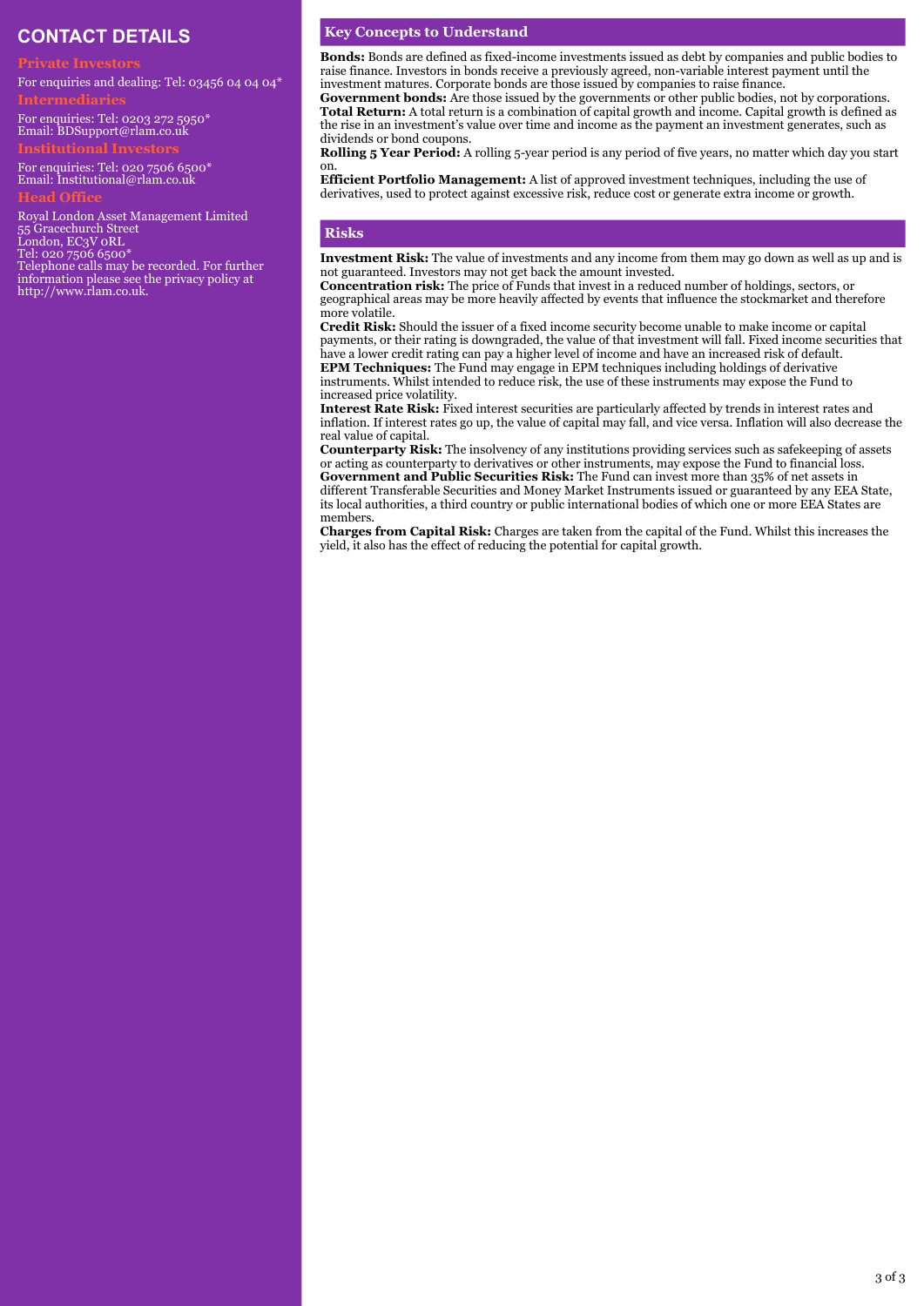## CONTACT DETAILS

### Private Investors

For enquiries and dealing: Tel: 03456 04 04 04*

### Intermediaries

For enquiries: Tel: 0203 272 5950*
Email: BDSupport@rlam.co.uk

### Institutional Investors

For enquiries: Tel: 020 7506 6500*
Email: Institutional@rlam.co.uk

### Head Office

Royal London Asset Management Limited
55 Gracechurch Street
London, EC3V 0RL
Tel: 020 7506 6500*
Telephone calls may be recorded. For further information please see the privacy policy at http://www.rlam.co.uk.

## Key Concepts to Understand

**Bonds:** Bonds are defined as fixed-income investments issued as debt by companies and public bodies to raise finance. Investors in bonds receive a previously agreed, non-variable interest payment until the investment matures. Corporate bonds are those issued by companies to raise finance.
**Government bonds:** Are those issued by the governments or other public bodies, not by corporations.
**Total Return:** A total return is a combination of capital growth and income. Capital growth is defined as the rise in an investment's value over time and income as the payment an investment generates, such as dividends or bond coupons.
**Rolling 5 Year Period:** A rolling 5-year period is any period of five years, no matter which day you start on.
**Efficient Portfolio Management:** A list of approved investment techniques, including the use of derivatives, used to protect against excessive risk, reduce cost or generate extra income or growth.

## Risks

**Investment Risk:** The value of investments and any income from them may go down as well as up and is not guaranteed. Investors may not get back the amount invested.
**Concentration risk:** The price of Funds that invest in a reduced number of holdings, sectors, or geographical areas may be more heavily affected by events that influence the stockmarket and therefore more volatile.
**Credit Risk:** Should the issuer of a fixed income security become unable to make income or capital payments, or their rating is downgraded, the value of that investment will fall. Fixed income securities that have a lower credit rating can pay a higher level of income and have an increased risk of default.
**EPM Techniques:** The Fund may engage in EPM techniques including holdings of derivative instruments. Whilst intended to reduce risk, the use of these instruments may expose the Fund to increased price volatility.
**Interest Rate Risk:** Fixed interest securities are particularly affected by trends in interest rates and inflation. If interest rates go up, the value of capital may fall, and vice versa. Inflation will also decrease the real value of capital.
**Counterparty Risk:** The insolvency of any institutions providing services such as safekeeping of assets or acting as counterparty to derivatives or other instruments, may expose the Fund to financial loss.
**Government and Public Securities Risk:** The Fund can invest more than 35% of net assets in different Transferable Securities and Money Market Instruments issued or guaranteed by any EEA State, its local authorities, a third country or public international bodies of which one or more EEA States are members.
**Charges from Capital Risk:** Charges are taken from the capital of the Fund. Whilst this increases the yield, it also has the effect of reducing the potential for capital growth.